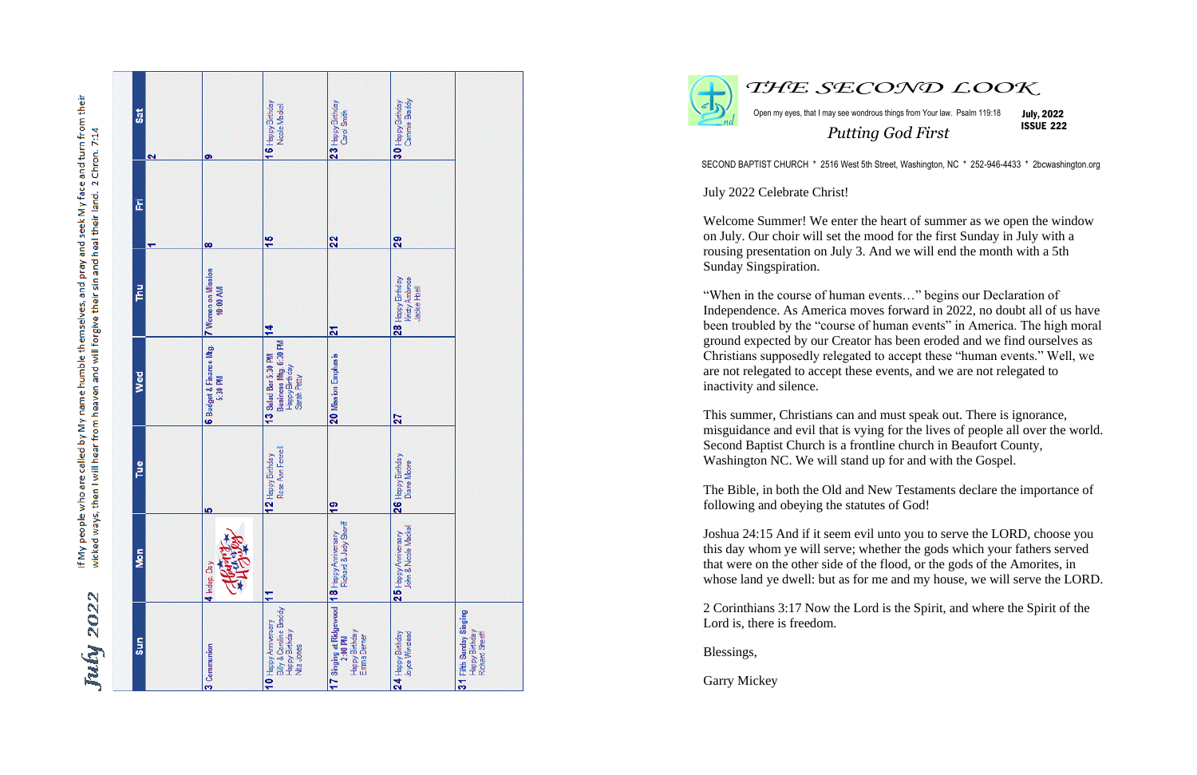# July 2022

If My people who are called by My name humble themselves, and pray and seek My face and turn from their wicked ways, then I will hear from heaven and will forgive their sin and heal their land. 2 Chron. 7:14

| Sun | Mon | Tue | Wed | Thu | Fri | Sat |
|---|---|---|---|---|---|---|
| | | | | | 1 | 2 |
| 3 Communion | 4 Indep. Day | 5 | 6 Budget & Finance Mtg 5:30 PM | 7 Women on Mission 10:00 AM | 8 | 9 |
| 10 Happy Anniversary Billy & Caroline Boddy Happy Birthday Nita Jones | 11 | 12 Happy Birthday Rose Ann Fennell | 13 Salad Bar 5:30 PM Business Mtg 6:30 PM Happy Birthday Sarah Petty | 14 | 15 | 16 Happy Birthday Nicole Modlin |
| 17 Singing at Ridgewood 2:00 PM Happy Birthday Emma Demer | 18 Happy Anniversary Richard & Judy Sheriff | 19 | 20 Mission Emphasis | 21 | 22 | 23 Happy Birthday Carol Smith |
| 24 Happy Birthday Joyce Winstead | 25 Happy Anniversary John & Nicole Modlin | 26 Happy Birthday Diane Moore | 27 | 28 Happy Birthday Kristy Ambrose Jackie Hoell | 29 | 30 Happy Birthday Cammie Boddy |
| 31 Fifth Sunday Singing Happy Birthday Richard Sheriff | | | | | | |

# THE SECOND LOOK

Open my eyes, that I may see wondrous things from Your law. Psalm 119:18

**July, 2022**
**ISSUE 222**

*Putting God First*

SECOND BAPTIST CHURCH * 2516 West 5th Street, Washington, NC * 252-946-4433 * 2bcwashington.org

July 2022 Celebrate Christ!

Welcome Summer! We enter the heart of summer as we open the window on July. Our choir will set the mood for the first Sunday in July with a rousing presentation on July 3. And we will end the month with a 5th Sunday Singspiration.

"When in the course of human events…" begins our Declaration of Independence. As America moves forward in 2022, no doubt all of us have been troubled by the "course of human events" in America. The high moral ground expected by our Creator has been eroded and we find ourselves as Christians supposedly relegated to accept these "human events." Well, we are not relegated to accept these events, and we are not relegated to inactivity and silence.

This summer, Christians can and must speak out. There is ignorance, misguidance and evil that is vying for the lives of people all over the world. Second Baptist Church is a frontline church in Beaufort County, Washington NC. We will stand up for and with the Gospel.

The Bible, in both the Old and New Testaments declare the importance of following and obeying the statutes of God!

Joshua 24:15 And if it seem evil unto you to serve the LORD, choose you this day whom ye will serve; whether the gods which your fathers served that were on the other side of the flood, or the gods of the Amorites, in whose land ye dwell: but as for me and my house, we will serve the LORD.

2 Corinthians 3:17 Now the Lord is the Spirit, and where the Spirit of the Lord is, there is freedom.

Blessings,

Garry Mickey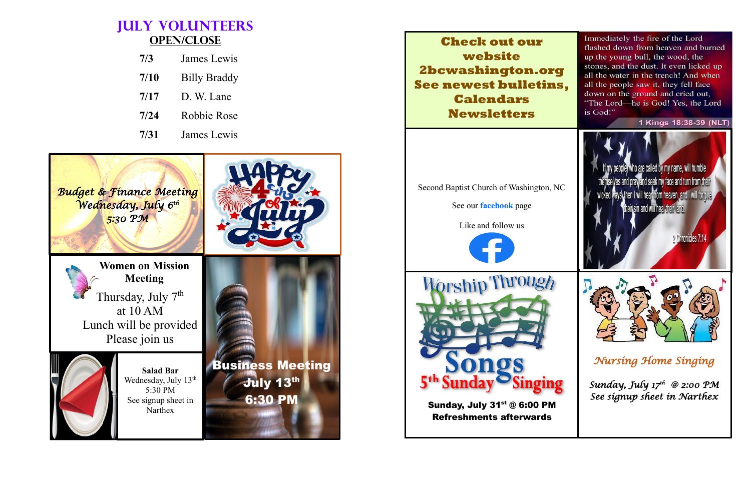# July Volunteers

**OPEN/CLOSE**

| | |
|---|---|
| **7/3** | James Lewis |
| **7/10** | Billy Braddy |
| **7/17** | D. W. Lane |
| **7/24** | Robbie Rose |
| **7/31** | James Lewis |

*Budget & Finance Meeting*
*Wednesday, July 6th*
*5:30 PM*

Happy 4th of July

**Women on Mission Meeting**

Thursday, July 7th
at 10 AM
Lunch will be provided
Please join us

**Salad Bar**
Wednesday, July 13th
5:30 PM
See signup sheet in Narthex

**Business Meeting**
**July 13th**
**6:30 PM**

**Check out our website**
**2bcwashington.org**
**See newest bulletins, Calendars Newsletters**

Immediately the fire of the Lord flashed down from heaven and burned up the young bull, the wood, the stones, and the dust. It even licked up all the water in the trench! And when all the people saw it, they fell face down on the ground and cried out, "The Lord—he is God! Yes, the Lord is God!"

**1 Kings 18:38-39 (NLT)**

Second Baptist Church of Washington, NC

See our **facebook** page

Like and follow us

If my people who are called by my name, will humble themselves and pray and seek my face and turn from their wicked ways, then I will hear from heaven, and I will forgive their sin and will heal their land.

2 Chronicles 7:14

Worship Through Songs

5th Sunday Singing

**Sunday, July 31st @ 6:00 PM**
**Refreshments afterwards**

*Nursing Home Singing*

*Sunday, July 17th @ 2:00 PM*
*See signup sheet in Narthex*